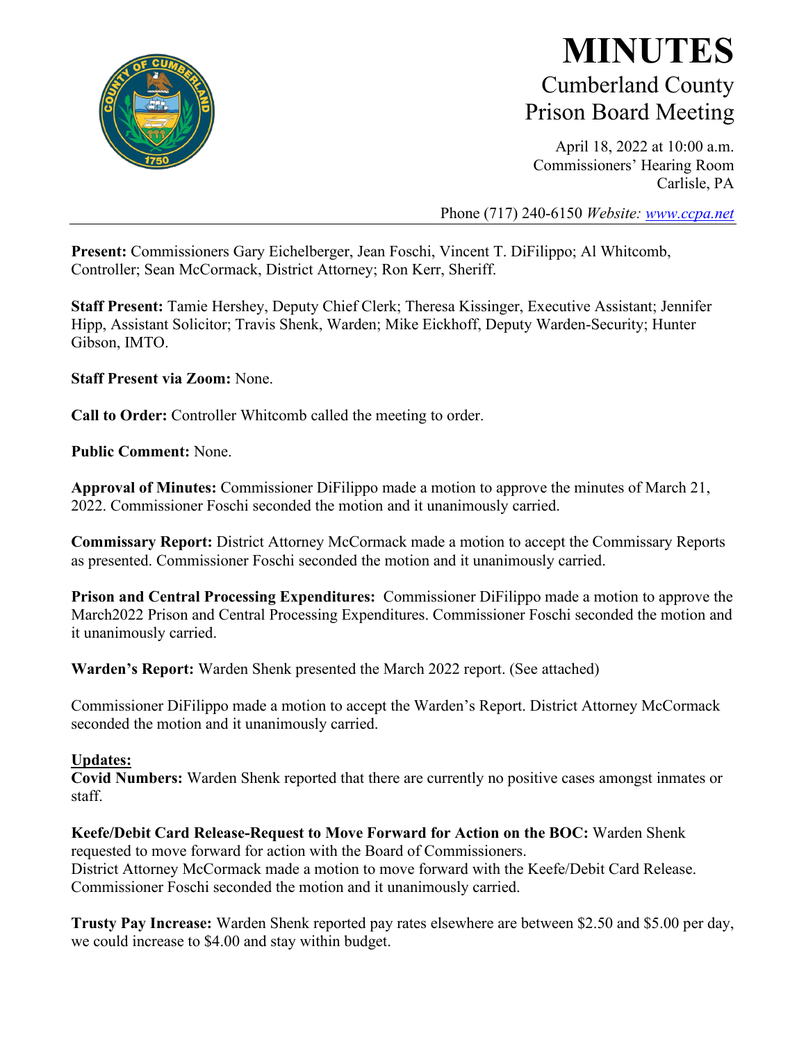# MINUTES

## Cumberland County Prison Board Meeting

April 18, 2022 at 10:00 a.m.
Commissioners' Hearing Room
Carlisle, PA

Phone (717) 240-6150 *Website: [www.ccpa.net](http://www.ccpa.net)*

---

**Present:** Commissioners Gary Eichelberger, Jean Foschi, Vincent T. DiFilippo; Al Whitcomb, Controller; Sean McCormack, District Attorney; Ron Kerr, Sheriff.

**Staff Present:** Tamie Hershey, Deputy Chief Clerk; Theresa Kissinger, Executive Assistant; Jennifer Hipp, Assistant Solicitor; Travis Shenk, Warden; Mike Eickhoff, Deputy Warden-Security; Hunter Gibson, IMTO.

**Staff Present via Zoom:** None.

**Call to Order:** Controller Whitcomb called the meeting to order.

**Public Comment:** None.

**Approval of Minutes:** Commissioner DiFilippo made a motion to approve the minutes of March 21, 2022. Commissioner Foschi seconded the motion and it unanimously carried.

**Commissary Report:** District Attorney McCormack made a motion to accept the Commissary Reports as presented. Commissioner Foschi seconded the motion and it unanimously carried.

**Prison and Central Processing Expenditures:** Commissioner DiFilippo made a motion to approve the March2022 Prison and Central Processing Expenditures. Commissioner Foschi seconded the motion and it unanimously carried.

**Warden's Report:** Warden Shenk presented the March 2022 report. (See attached)

Commissioner DiFilippo made a motion to accept the Warden's Report. District Attorney McCormack seconded the motion and it unanimously carried.

**Updates:**

**Covid Numbers:** Warden Shenk reported that there are currently no positive cases amongst inmates or staff.

**Keefe/Debit Card Release-Request to Move Forward for Action on the BOC:** Warden Shenk requested to move forward for action with the Board of Commissioners.
District Attorney McCormack made a motion to move forward with the Keefe/Debit Card Release. Commissioner Foschi seconded the motion and it unanimously carried.

**Trusty Pay Increase:** Warden Shenk reported pay rates elsewhere are between $2.50 and $5.00 per day, we could increase to $4.00 and stay within budget.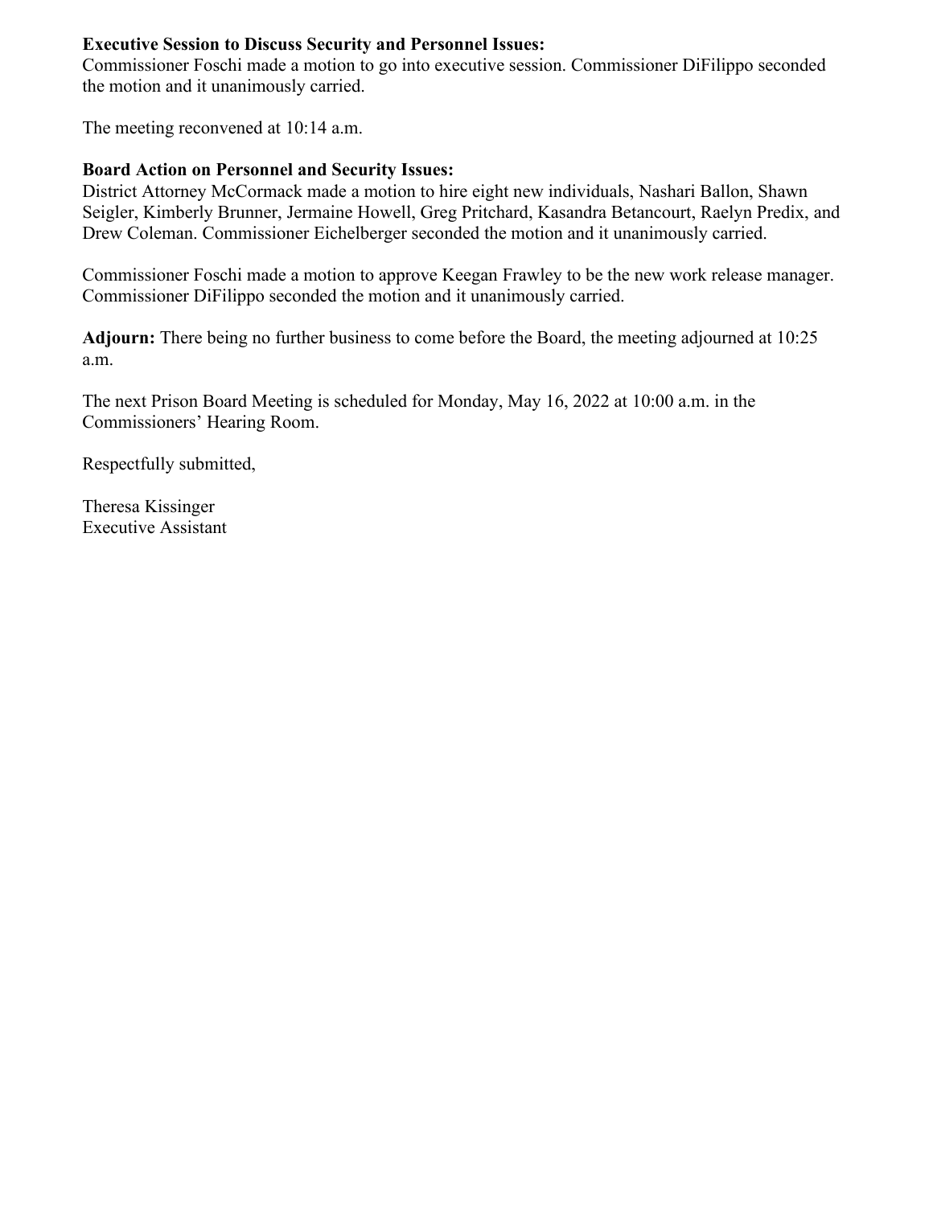**Executive Session to Discuss Security and Personnel Issues:**
Commissioner Foschi made a motion to go into executive session. Commissioner DiFilippo seconded the motion and it unanimously carried.

The meeting reconvened at 10:14 a.m.

**Board Action on Personnel and Security Issues:**
District Attorney McCormack made a motion to hire eight new individuals, Nashari Ballon, Shawn Seigler, Kimberly Brunner, Jermaine Howell, Greg Pritchard, Kasandra Betancourt, Raelyn Predix, and Drew Coleman. Commissioner Eichelberger seconded the motion and it unanimously carried.

Commissioner Foschi made a motion to approve Keegan Frawley to be the new work release manager. Commissioner DiFilippo seconded the motion and it unanimously carried.

**Adjourn:** There being no further business to come before the Board, the meeting adjourned at 10:25 a.m.

The next Prison Board Meeting is scheduled for Monday, May 16, 2022 at 10:00 a.m. in the Commissioners' Hearing Room.

Respectfully submitted,

Theresa Kissinger
Executive Assistant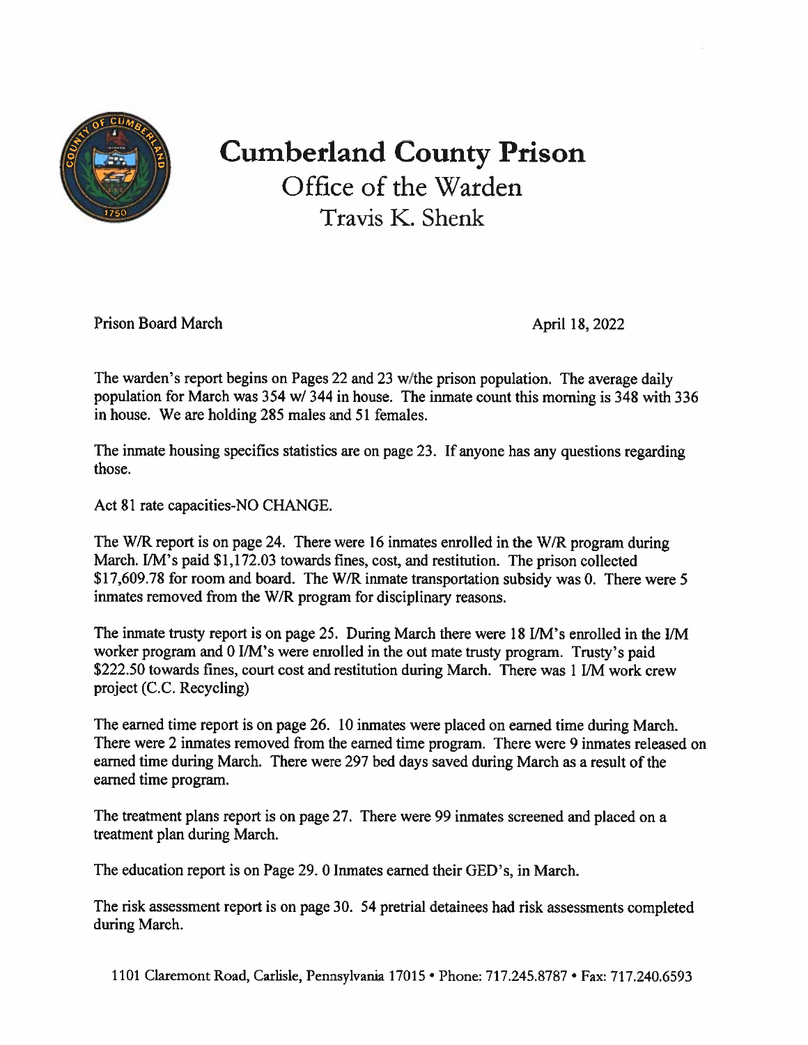# Cumberland County Prison

## Office of the Warden

### Travis K. Shenk

Prison Board March

April 18, 2022

The warden's report begins on Pages 22 and 23 w/the prison population. The average daily population for March was 354 w/ 344 in house. The inmate count this morning is 348 with 336 in house. We are holding 285 males and 51 females.

The inmate housing specifics statistics are on page 23. If anyone has any questions regarding those.

Act 81 rate capacities-NO CHANGE.

The W/R report is on page 24. There were 16 inmates enrolled in the W/R program during March. I/M's paid $1,172.03 towards fines, cost, and restitution. The prison collected $17,609.78 for room and board. The W/R inmate transportation subsidy was 0. There were 5 inmates removed from the W/R program for disciplinary reasons.

The inmate trusty report is on page 25. During March there were 18 I/M's enrolled in the I/M worker program and 0 I/M's were enrolled in the out mate trusty program. Trusty's paid $222.50 towards fines, court cost and restitution during March. There was 1 I/M work crew project (C.C. Recycling)

The earned time report is on page 26. 10 inmates were placed on earned time during March. There were 2 inmates removed from the earned time program. There were 9 inmates released on earned time during March. There were 297 bed days saved during March as a result of the earned time program.

The treatment plans report is on page 27. There were 99 inmates screened and placed on a treatment plan during March.

The education report is on Page 29. 0 Inmates earned their GED's, in March.

The risk assessment report is on page 30. 54 pretrial detainees had risk assessments completed during March.

1101 Claremont Road, Carlisle, Pennsylvania 17015 • Phone: 717.245.8787 • Fax: 717.240.6593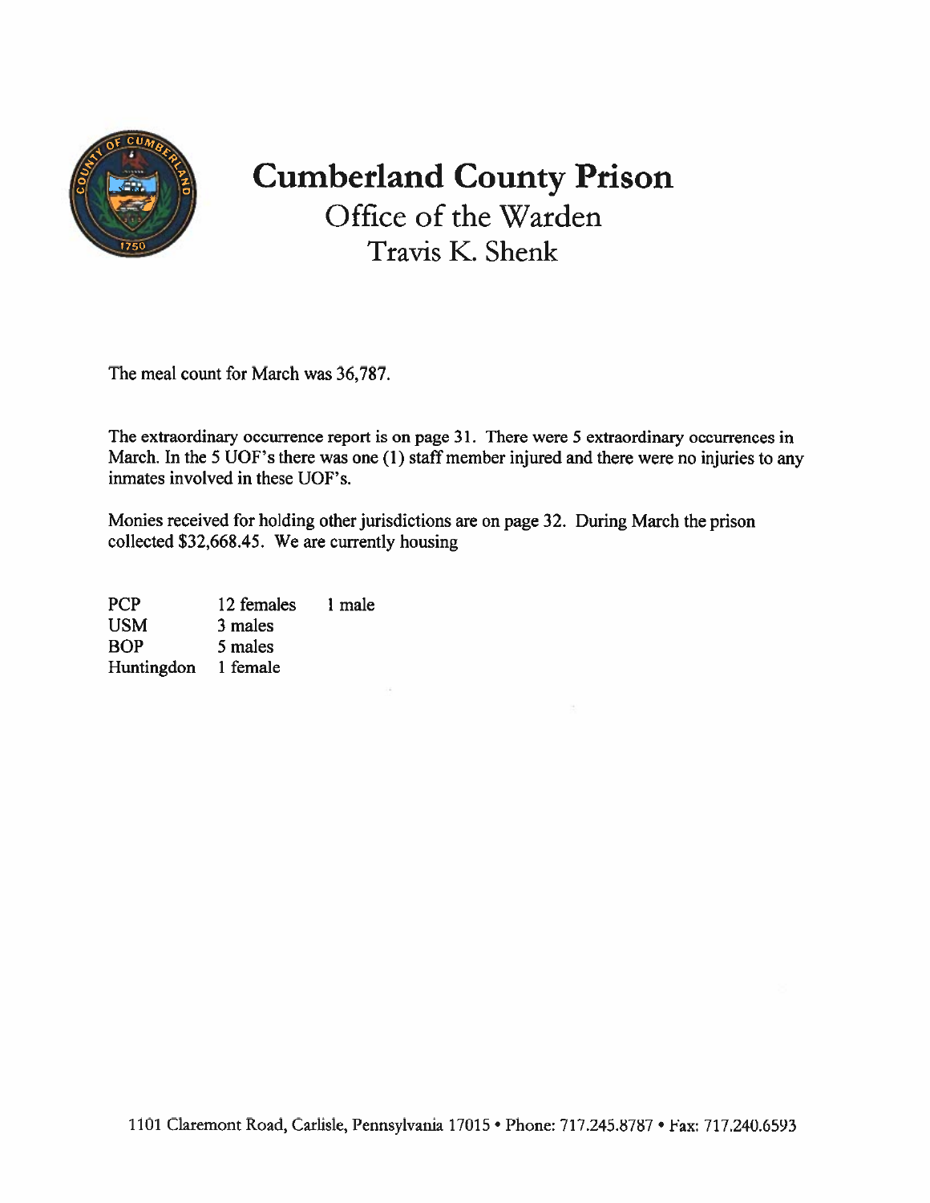# Cumberland County Prison

## Office of the Warden

## Travis K. Shenk

The meal count for March was 36,787.

The extraordinary occurrence report is on page 31. There were 5 extraordinary occurrences in March. In the 5 UOF's there was one (1) staff member injured and there were no injuries to any inmates involved in these UOF's.

Monies received for holding other jurisdictions are on page 32. During March the prison collected $32,668.45. We are currently housing

| | | |
|---|---|---|
| PCP | 12 females | 1 male |
| USM | 3 males | |
| BOP | 5 males | |
| Huntingdon | 1 female | |

1101 Claremont Road, Carlisle, Pennsylvania 17015 • Phone: 717.245.8787 • Fax: 717.240.6593